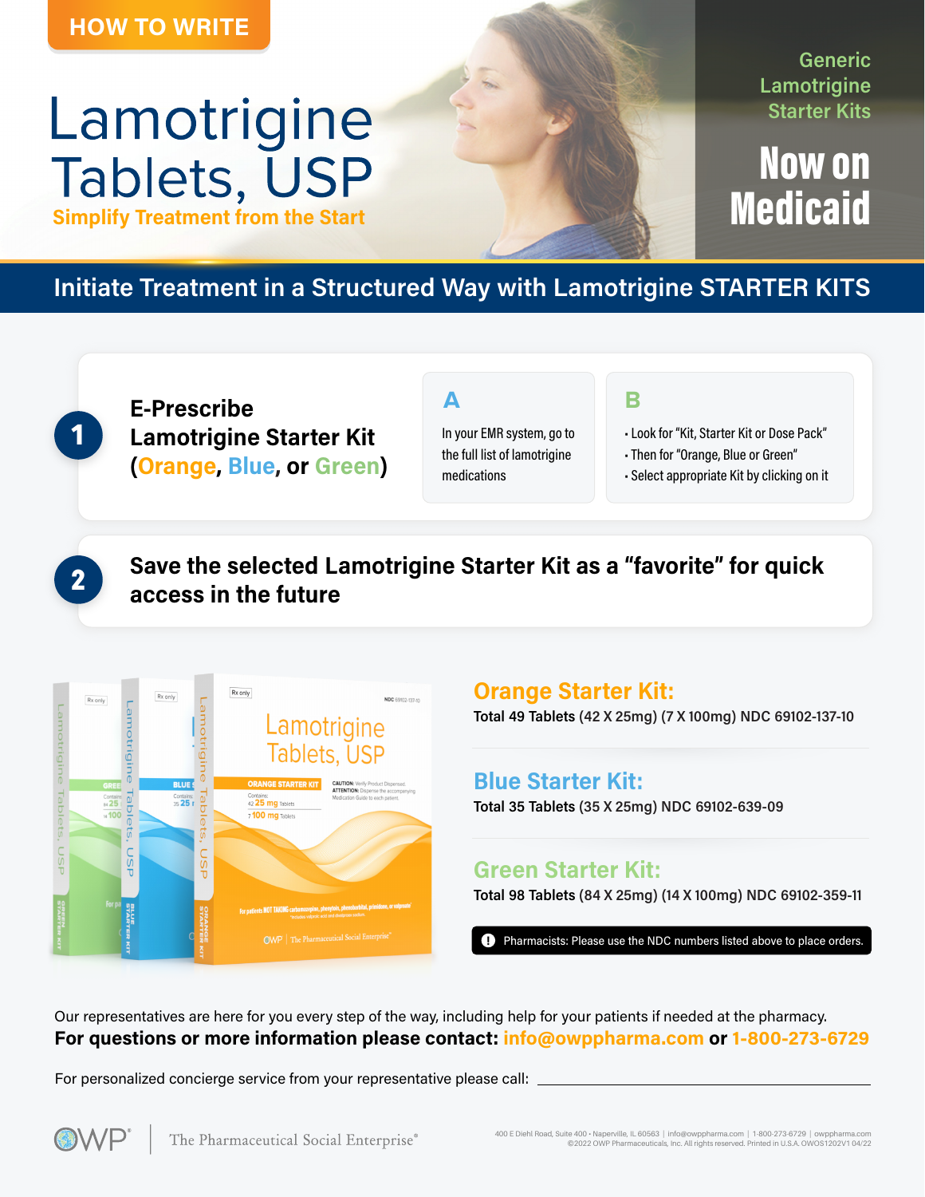HOW TO WRITE

# Lamotrigine Tablets, USP

**Simplify Treatment from the Start**

Generic Lamotrigine Starter Kits

**Now on Medicaid**

## Initiate Treatment in a Structured Way with Lamotrigine STARTER KITS

**1** **E-Prescribe Lamotrigine Starter Kit (Orange, Blue, or Green)**

**A**

In your EMR system, go to the full list of lamotrigine medications

**B**

- Look for "Kit, Starter Kit or Dose Pack"
- Then for "Orange, Blue or Green"
- Select appropriate Kit by clicking on it

**2** **Save the selected Lamotrigine Starter Kit as a "favorite" for quick access in the future**

### Orange Starter Kit:

**Total 49 Tablets (42 X 25mg) (7 X 100mg) NDC 69102-137-10**

### Blue Starter Kit:

**Total 35 Tablets (35 X 25mg) NDC 69102-639-09**

### Green Starter Kit:

**Total 98 Tablets (84 X 25mg) (14 X 100mg) NDC 69102-359-11**

Pharmacists: Please use the NDC numbers listed above to place orders.

Our representatives are here for you every step of the way, including help for your patients if needed at the pharmacy.

**For questions or more information please contact: info@owppharma.com or 1-800-273-6729**

For personalized concierge service from your representative please call: ____________________

OWP® | The Pharmaceutical Social Enterprise®

400 E Diehl Road, Suite 400 • Naperville, IL 60563 | info@owppharma.com | 1-800-273-6729 | owppharma.com
©2022 OWP Pharmaceuticals, Inc. All rights reserved. Printed in U.S.A. OWOS1202V1 04/22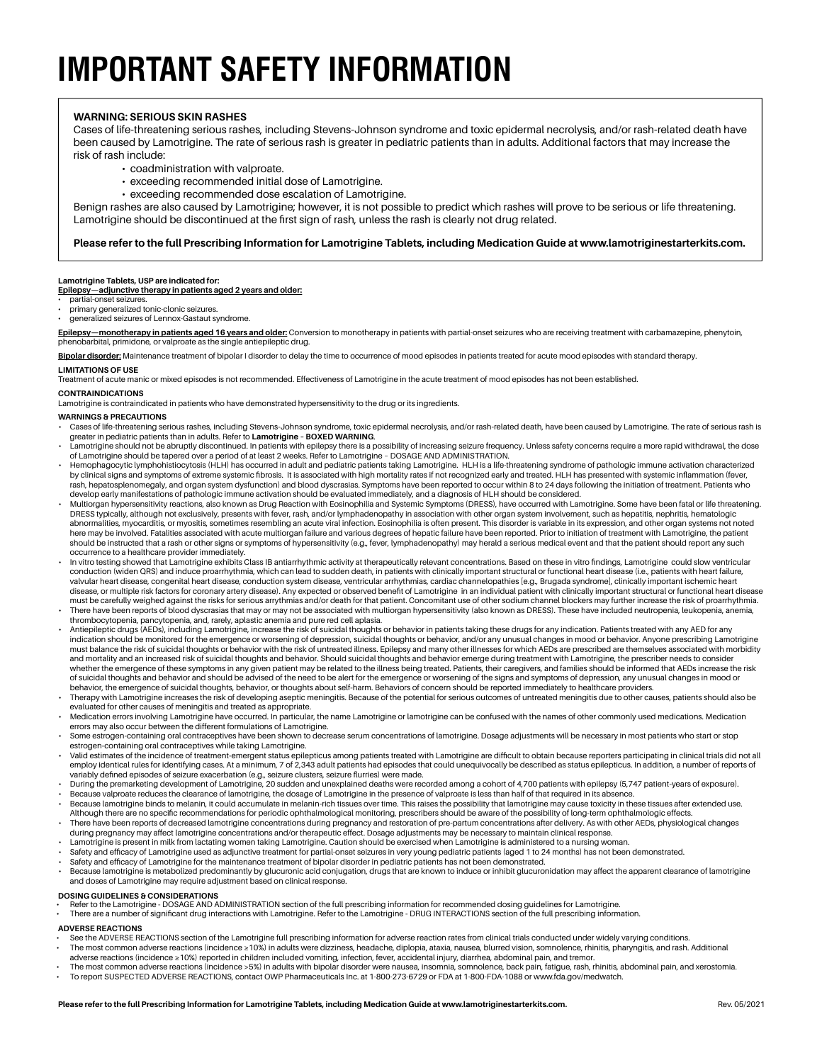# IMPORTANT SAFETY INFORMATION

**WARNING: SERIOUS SKIN RASHES**

Cases of life-threatening serious rashes, including Stevens-Johnson syndrome and toxic epidermal necrolysis, and/or rash-related death have been caused by Lamotrigine. The rate of serious rash is greater in pediatric patients than in adults. Additional factors that may increase the risk of rash include:

- coadministration with valproate.
- exceeding recommended initial dose of Lamotrigine.
- exceeding recommended dose escalation of Lamotrigine.

Benign rashes are also caused by Lamotrigine; however, it is not possible to predict which rashes will prove to be serious or life threatening. Lamotrigine should be discontinued at the first sign of rash, unless the rash is clearly not drug related.

**Please refer to the full Prescribing Information for Lamotrigine Tablets, including Medication Guide at www.lamotriginestarterkits.com.**

**Lamotrigine Tablets, USP are indicated for:**

**Epilepsy—adjunctive therapy in patients aged 2 years and older:**

- partial-onset seizures.
- primary generalized tonic-clonic seizures.
- generalized seizures of Lennox-Gastaut syndrome.

**Epilepsy—monotherapy in patients aged 16 years and older:** Conversion to monotherapy in patients with partial-onset seizures who are receiving treatment with carbamazepine, phenytoin, phenobarbital, primidone, or valproate as the single antiepileptic drug.

**Bipolar disorder:** Maintenance treatment of bipolar I disorder to delay the time to occurrence of mood episodes in patients treated for acute mood episodes with standard therapy.

**LIMITATIONS OF USE**

Treatment of acute manic or mixed episodes is not recommended. Effectiveness of Lamotrigine in the acute treatment of mood episodes has not been established.

**CONTRAINDICATIONS**

Lamotrigine is contraindicated in patients who have demonstrated hypersensitivity to the drug or its ingredients.

**WARNINGS & PRECAUTIONS**

- Cases of life-threatening serious rashes, including Stevens-Johnson syndrome, toxic epidermal necrolysis, and/or rash-related death, have been caused by Lamotrigine. The rate of serious rash is greater in pediatric patients than in adults. Refer to **Lamotrigine – BOXED WARNING**.
- Lamotrigine should not be abruptly discontinued. In patients with epilepsy there is a possibility of increasing seizure frequency. Unless safety concerns require a more rapid withdrawal, the dose of Lamotrigine should be tapered over a period of at least 2 weeks. Refer to Lamotrigine – DOSAGE AND ADMINISTRATION.
- Hemophagocytic lymphohistiocytosis (HLH) has occurred in adult and pediatric patients taking Lamotrigine. HLH is a life-threatening syndrome of pathologic immune activation characterized by clinical signs and symptoms of extreme systemic fibrosis. It is associated with high mortality rates if not recognized early and treated. HLH has presented with systemic inflammation (fever, rash, hepatosplenomegaly, and organ system dysfunction) and blood dyscrasias. Symptoms have been reported to occur within 8 to 24 days following the initiation of treatment. Patients who develop early manifestations of pathologic immune activation should be evaluated immediately, and a diagnosis of HLH should be considered.
- Multiorgan hypersensitivity reactions, also known as Drug Reaction with Eosinophilia and Systemic Symptoms (DRESS), have occurred with Lamotrigine. Some have been fatal or life threatening. DRESS typically, although not exclusively, presents with fever, rash, and/or lymphadenopathy in association with other organ system involvement, such as hepatitis, nephritis, hematologic abnormalities, myocarditis, or myositis, sometimes resembling an acute viral infection. Eosinophilia is often present. This disorder is variable in its expression, and other organ systems not noted here may be involved. Fatalities associated with acute multiorgan failure and various degrees of hepatic failure have been reported. Prior to initiation of treatment with Lamotrigine, the patient should be instructed that a rash or other signs or symptoms of hypersensitivity (e.g., fever, lymphadenopathy) may herald a serious medical event and that the patient should report any such occurrence to a healthcare provider immediately.
- In vitro testing showed that Lamotrigine exhibits Class IB antiarrhythmic activity at therapeutically relevant concentrations. Based on these in vitro findings, Lamotrigine could slow ventricular conduction (widen QRS) and induce proarrhythmia, which can lead to sudden death, in patients with clinically important structural or functional heart disease (i.e., patients with heart failure, valvular heart disease, congenital heart disease, conduction system disease, ventricular arrhythmias, cardiac channelopathies [e.g., Brugada syndrome], clinically important ischemic heart disease, or multiple risk factors for coronary artery disease). Any expected or observed benefit of Lamotrigine in an individual patient with clinically important structural or functional heart disease must be carefully weighed against the risks for serious arrythmias and/or death for that patient. Concomitant use of other sodium channel blockers may further increase the risk of proarrhythmia.
- There have been reports of blood dyscrasias that may or may not be associated with multiorgan hypersensitivity (also known as DRESS). These have included neutropenia, leukopenia, anemia, thrombocytopenia, pancytopenia, and, rarely, aplastic anemia and pure red cell aplasia.
- Antiepileptic drugs (AEDs), including Lamotrigine, increase the risk of suicidal thoughts or behavior in patients taking these drugs for any indication. Patients treated with any AED for any indication should be monitored for the emergence or worsening of depression, suicidal thoughts or behavior, and/or any unusual changes in mood or behavior. Anyone prescribing Lamotrigine must balance the risk of suicidal thoughts or behavior with the risk of untreated illness. Epilepsy and many other illnesses for which AEDs are prescribed are themselves associated with morbidity and mortality and an increased risk of suicidal thoughts and behavior. Should suicidal thoughts and behavior emerge during treatment with Lamotrigine, the prescriber needs to consider whether the emergence of these symptoms in any given patient may be related to the illness being treated. Patients, their caregivers, and families should be informed that AEDs increase the risk of suicidal thoughts and behavior and should be advised of the need to be alert for the emergence or worsening of the signs and symptoms of depression, any unusual changes in mood or behavior, the emergence of suicidal thoughts, behavior, or thoughts about self-harm. Behaviors of concern should be reported immediately to healthcare providers.
- Therapy with Lamotrigine increases the risk of developing aseptic meningitis. Because of the potential for serious outcomes of untreated meningitis due to other causes, patients should also be evaluated for other causes of meningitis and treated as appropriate.
- Medication errors involving Lamotrigine have occurred. In particular, the name Lamotrigine or lamotrigine can be confused with the names of other commonly used medications. Medication errors may also occur between the different formulations of Lamotrigine.
- Some estrogen-containing oral contraceptives have been shown to decrease serum concentrations of lamotrigine. Dosage adjustments will be necessary in most patients who start or stop estrogen-containing oral contraceptives while taking Lamotrigine.
- Valid estimates of the incidence of treatment-emergent status epilepticus among patients treated with Lamotrigine are difficult to obtain because reporters participating in clinical trials did not all employ identical rules for identifying cases. At a minimum, 7 of 2,343 adult patients had episodes that could unequivocally be described as status epilepticus. In addition, a number of reports of variably defined episodes of seizure exacerbation (e.g., seizure clusters, seizure flurries) were made.
- During the premarketing development of Lamotrigine, 20 sudden and unexplained deaths were recorded among a cohort of 4,700 patients with epilepsy (5,747 patient-years of exposure).
- Because valproate reduces the clearance of lamotrigine, the dosage of Lamotrigine in the presence of valproate is less than half of that required in its absence.
- Because lamotrigine binds to melanin, it could accumulate in melanin-rich tissues over time. This raises the possibility that lamotrigine may cause toxicity in these tissues after extended use. Although there are no specific recommendations for periodic ophthalmological monitoring, prescribers should be aware of the possibility of long-term ophthalmologic effects.
- There have been reports of decreased lamotrigine concentrations during pregnancy and restoration of pre-partum concentrations after delivery. As with other AEDs, physiological changes during pregnancy may affect lamotrigine concentrations and/or therapeutic effect. Dosage adjustments may be necessary to maintain clinical response.
- Lamotrigine is present in milk from lactating women taking Lamotrigine. Caution should be exercised when Lamotrigine is administered to a nursing woman.
- Safety and efficacy of Lamotrigine used as adjunctive treatment for partial-onset seizures in very young pediatric patients (aged 1 to 24 months) has not been demonstrated.
- Safety and efficacy of Lamotrigine for the maintenance treatment of bipolar disorder in pediatric patients has not been demonstrated.
- Because lamotrigine is metabolized predominantly by glucuronic acid conjugation, drugs that are known to induce or inhibit glucuronidation may affect the apparent clearance of lamotrigine and doses of Lamotrigine may require adjustment based on clinical response.

**DOSING GUIDELINES & CONSIDERATIONS**

- Refer to the Lamotrigine - DOSAGE AND ADMINISTRATION section of the full prescribing information for recommended dosing guidelines for Lamotrigine.
- There are a number of significant drug interactions with Lamotrigine. Refer to the Lamotrigine - DRUG INTERACTIONS section of the full prescribing information.

**ADVERSE REACTIONS**

- See the ADVERSE REACTIONS section of the Lamotrigine full prescribing information for adverse reaction rates from clinical trials conducted under widely varying conditions.
- The most common adverse reactions (incidence ≥10%) in adults were dizziness, headache, diplopia, ataxia, nausea, blurred vision, somnolence, rhinitis, pharyngitis, and rash. Additional adverse reactions (incidence ≥10%) reported in children included vomiting, infection, fever, accidental injury, diarrhea, abdominal pain, and tremor.
- The most common adverse reactions (incidence >5%) in adults with bipolar disorder were nausea, insomnia, somnolence, back pain, fatigue, rash, rhinitis, abdominal pain, and xerostomia.
- To report SUSPECTED ADVERSE REACTIONS, contact OWP Pharmaceuticals Inc. at 1-800-273-6729 or FDA at 1-800-FDA-1088 or www.fda.gov/medwatch.

**Please refer to the full Prescribing Information for Lamotrigine Tablets, including Medication Guide at www.lamotriginestarterkits.com.**

Rev. 05/2021